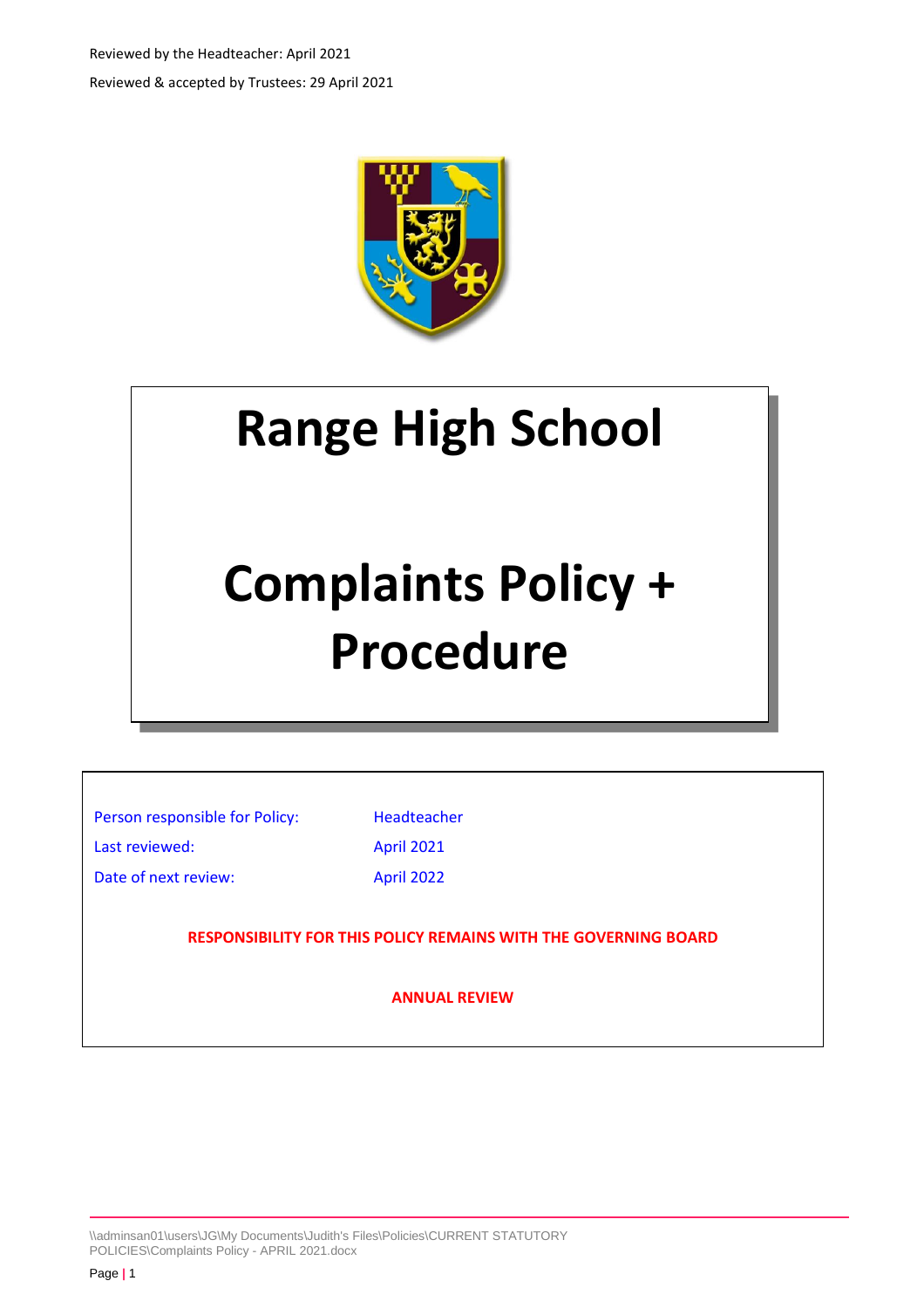Reviewed by the Headteacher: April 2021

Reviewed & accepted by Trustees: 29 April 2021

# Range High School

# Complaints Policy + Procedure

| | |
|---|---|
| Person responsible for Policy: | Headteacher |
| Last reviewed: | April 2021 |
| Date of next review: | April 2022 |

**RESPONSIBILITY FOR THIS POLICY REMAINS WITH THE GOVERNING BOARD**

**ANNUAL REVIEW**

\\adminsan01\users\JG\My Documents\Judith's Files\Policies\CURRENT STATUTORY POLICIES\Complaints Policy - APRIL 2021.docx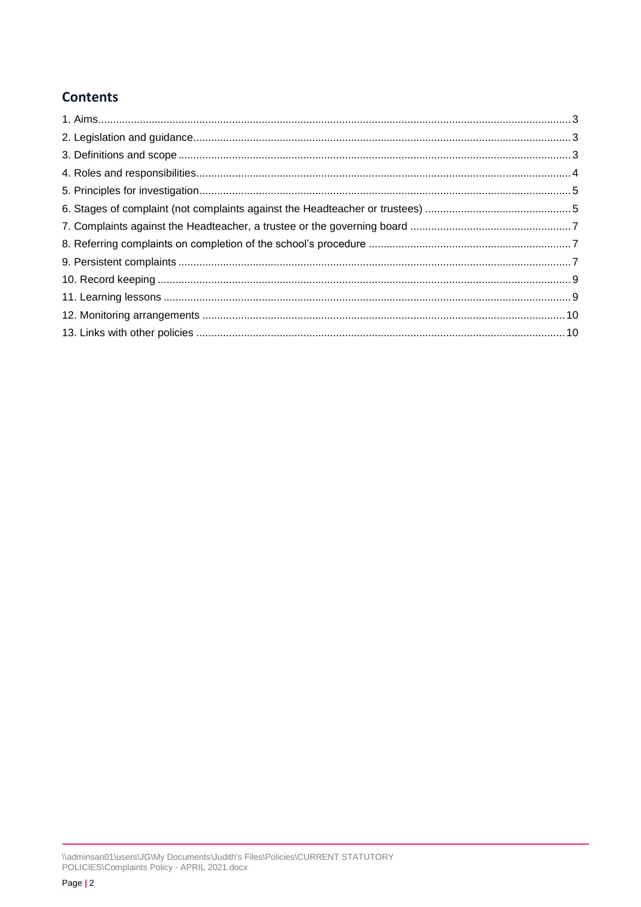## Contents

1. Aims .......... 3
2. Legislation and guidance .......... 3
3. Definitions and scope .......... 3
4. Roles and responsibilities .......... 4
5. Principles for investigation .......... 5
6. Stages of complaint (not complaints against the Headteacher or trustees) .......... 5
7. Complaints against the Headteacher, a trustee or the governing board .......... 7
8. Referring complaints on completion of the school's procedure .......... 7
9. Persistent complaints .......... 7
10. Record keeping .......... 9
11. Learning lessons .......... 9
12. Monitoring arrangements .......... 10
13. Links with other policies .......... 10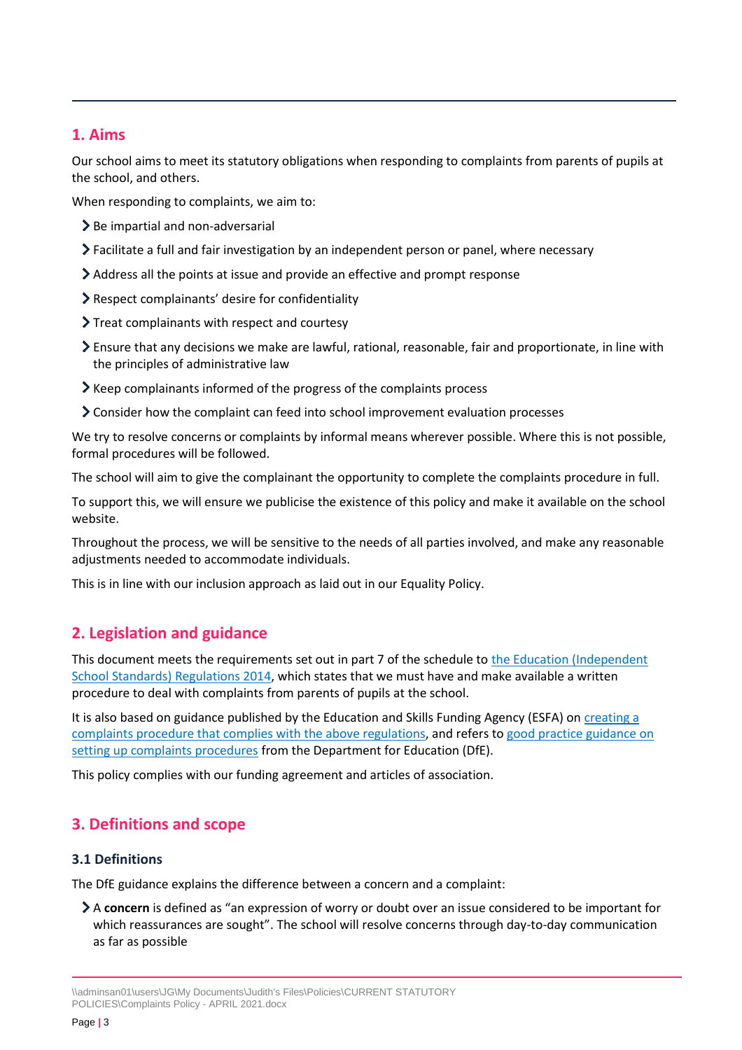## 1. Aims

Our school aims to meet its statutory obligations when responding to complaints from parents of pupils at the school, and others.

When responding to complaints, we aim to:

- Be impartial and non-adversarial
- Facilitate a full and fair investigation by an independent person or panel, where necessary
- Address all the points at issue and provide an effective and prompt response
- Respect complainants' desire for confidentiality
- Treat complainants with respect and courtesy
- Ensure that any decisions we make are lawful, rational, reasonable, fair and proportionate, in line with the principles of administrative law
- Keep complainants informed of the progress of the complaints process
- Consider how the complaint can feed into school improvement evaluation processes

We try to resolve concerns or complaints by informal means wherever possible. Where this is not possible, formal procedures will be followed.

The school will aim to give the complainant the opportunity to complete the complaints procedure in full.

To support this, we will ensure we publicise the existence of this policy and make it available on the school website.

Throughout the process, we will be sensitive to the needs of all parties involved, and make any reasonable adjustments needed to accommodate individuals.

This is in line with our inclusion approach as laid out in our Equality Policy.

## 2. Legislation and guidance

This document meets the requirements set out in part 7 of the schedule to the Education (Independent School Standards) Regulations 2014, which states that we must have and make available a written procedure to deal with complaints from parents of pupils at the school.

It is also based on guidance published by the Education and Skills Funding Agency (ESFA) on creating a complaints procedure that complies with the above regulations, and refers to good practice guidance on setting up complaints procedures from the Department for Education (DfE).

This policy complies with our funding agreement and articles of association.

## 3. Definitions and scope

### 3.1 Definitions

The DfE guidance explains the difference between a concern and a complaint:

- A **concern** is defined as "an expression of worry or doubt over an issue considered to be important for which reassurances are sought". The school will resolve concerns through day-to-day communication as far as possible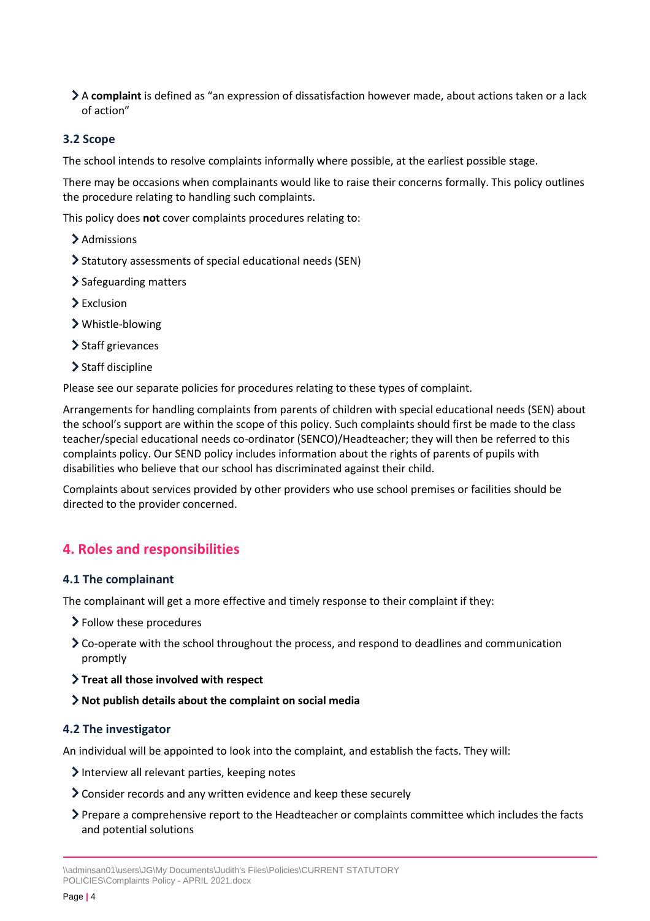- A **complaint** is defined as "an expression of dissatisfaction however made, about actions taken or a lack of action"

### 3.2 Scope

The school intends to resolve complaints informally where possible, at the earliest possible stage.

There may be occasions when complainants would like to raise their concerns formally. This policy outlines the procedure relating to handling such complaints.

This policy does **not** cover complaints procedures relating to:

- Admissions
- Statutory assessments of special educational needs (SEN)
- Safeguarding matters
- Exclusion
- Whistle-blowing
- Staff grievances
- Staff discipline

Please see our separate policies for procedures relating to these types of complaint.

Arrangements for handling complaints from parents of children with special educational needs (SEN) about the school's support are within the scope of this policy. Such complaints should first be made to the class teacher/special educational needs co-ordinator (SENCO)/Headteacher; they will then be referred to this complaints policy. Our SEND policy includes information about the rights of parents of pupils with disabilities who believe that our school has discriminated against their child.

Complaints about services provided by other providers who use school premises or facilities should be directed to the provider concerned.

## 4. Roles and responsibilities

### 4.1 The complainant

The complainant will get a more effective and timely response to their complaint if they:

- Follow these procedures
- Co-operate with the school throughout the process, and respond to deadlines and communication promptly
- **Treat all those involved with respect**
- **Not publish details about the complaint on social media**

### 4.2 The investigator

An individual will be appointed to look into the complaint, and establish the facts. They will:

- Interview all relevant parties, keeping notes
- Consider records and any written evidence and keep these securely
- Prepare a comprehensive report to the Headteacher or complaints committee which includes the facts and potential solutions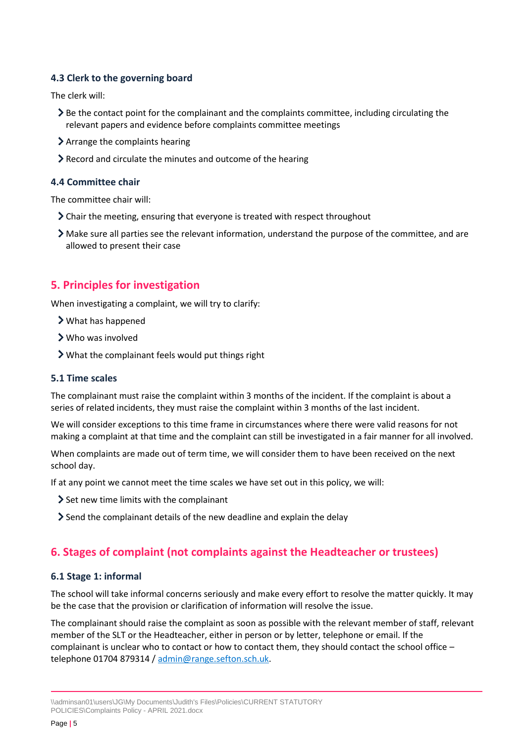### 4.3 Clerk to the governing board

The clerk will:

- Be the contact point for the complainant and the complaints committee, including circulating the relevant papers and evidence before complaints committee meetings
- Arrange the complaints hearing
- Record and circulate the minutes and outcome of the hearing

### 4.4 Committee chair

The committee chair will:

- Chair the meeting, ensuring that everyone is treated with respect throughout
- Make sure all parties see the relevant information, understand the purpose of the committee, and are allowed to present their case

## 5. Principles for investigation

When investigating a complaint, we will try to clarify:

- What has happened
- Who was involved
- What the complainant feels would put things right

### 5.1 Time scales

The complainant must raise the complaint within 3 months of the incident. If the complaint is about a series of related incidents, they must raise the complaint within 3 months of the last incident.

We will consider exceptions to this time frame in circumstances where there were valid reasons for not making a complaint at that time and the complaint can still be investigated in a fair manner for all involved.

When complaints are made out of term time, we will consider them to have been received on the next school day.

If at any point we cannot meet the time scales we have set out in this policy, we will:

- Set new time limits with the complainant
- Send the complainant details of the new deadline and explain the delay

## 6. Stages of complaint (not complaints against the Headteacher or trustees)

### 6.1 Stage 1: informal

The school will take informal concerns seriously and make every effort to resolve the matter quickly. It may be the case that the provision or clarification of information will resolve the issue.

The complainant should raise the complaint as soon as possible with the relevant member of staff, relevant member of the SLT or the Headteacher, either in person or by letter, telephone or email. If the complainant is unclear who to contact or how to contact them, they should contact the school office – telephone 01704 879314 / admin@range.sefton.sch.uk.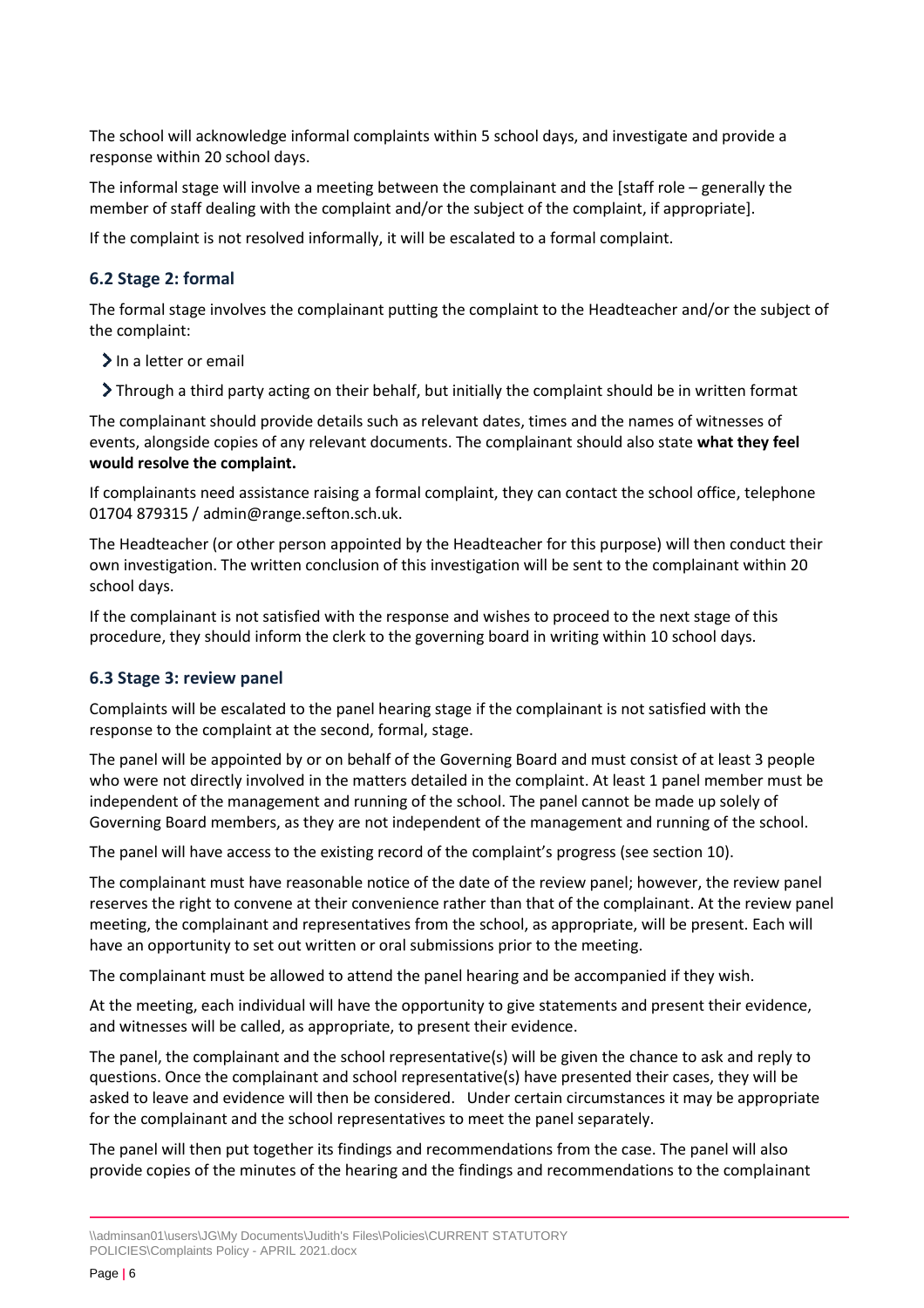The school will acknowledge informal complaints within 5 school days, and investigate and provide a response within 20 school days.

The informal stage will involve a meeting between the complainant and the [staff role – generally the member of staff dealing with the complaint and/or the subject of the complaint, if appropriate].

If the complaint is not resolved informally, it will be escalated to a formal complaint.

### 6.2 Stage 2: formal

The formal stage involves the complainant putting the complaint to the Headteacher and/or the subject of the complaint:

- In a letter or email
- Through a third party acting on their behalf, but initially the complaint should be in written format

The complainant should provide details such as relevant dates, times and the names of witnesses of events, alongside copies of any relevant documents. The complainant should also state **what they feel would resolve the complaint.**

If complainants need assistance raising a formal complaint, they can contact the school office, telephone 01704 879315 / admin@range.sefton.sch.uk.

The Headteacher (or other person appointed by the Headteacher for this purpose) will then conduct their own investigation. The written conclusion of this investigation will be sent to the complainant within 20 school days.

If the complainant is not satisfied with the response and wishes to proceed to the next stage of this procedure, they should inform the clerk to the governing board in writing within 10 school days.

### 6.3 Stage 3: review panel

Complaints will be escalated to the panel hearing stage if the complainant is not satisfied with the response to the complaint at the second, formal, stage.

The panel will be appointed by or on behalf of the Governing Board and must consist of at least 3 people who were not directly involved in the matters detailed in the complaint. At least 1 panel member must be independent of the management and running of the school. The panel cannot be made up solely of Governing Board members, as they are not independent of the management and running of the school.

The panel will have access to the existing record of the complaint's progress (see section 10).

The complainant must have reasonable notice of the date of the review panel; however, the review panel reserves the right to convene at their convenience rather than that of the complainant. At the review panel meeting, the complainant and representatives from the school, as appropriate, will be present. Each will have an opportunity to set out written or oral submissions prior to the meeting.

The complainant must be allowed to attend the panel hearing and be accompanied if they wish.

At the meeting, each individual will have the opportunity to give statements and present their evidence, and witnesses will be called, as appropriate, to present their evidence.

The panel, the complainant and the school representative(s) will be given the chance to ask and reply to questions. Once the complainant and school representative(s) have presented their cases, they will be asked to leave and evidence will then be considered. Under certain circumstances it may be appropriate for the complainant and the school representatives to meet the panel separately.

The panel will then put together its findings and recommendations from the case. The panel will also provide copies of the minutes of the hearing and the findings and recommendations to the complainant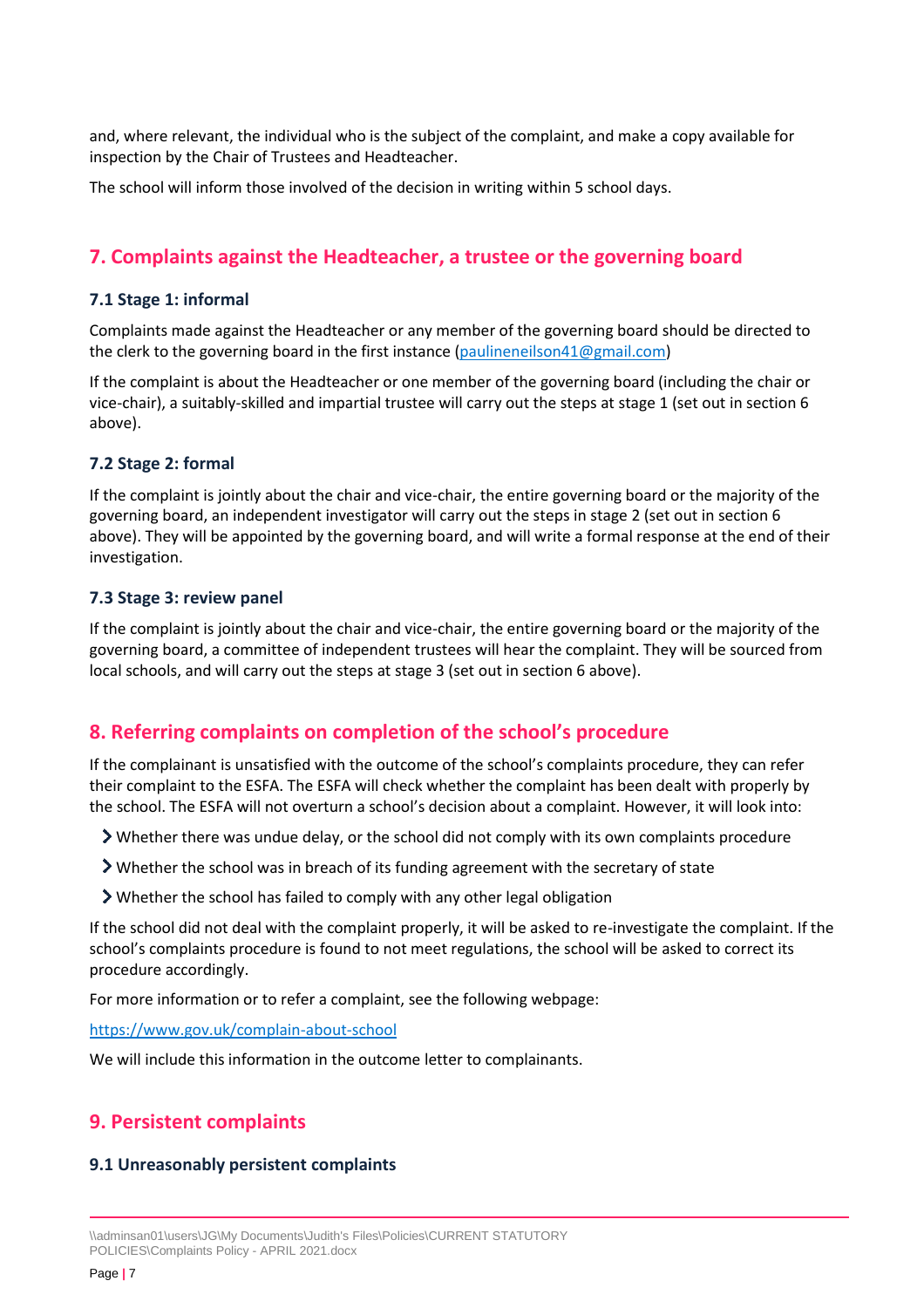and, where relevant, the individual who is the subject of the complaint, and make a copy available for inspection by the Chair of Trustees and Headteacher.

The school will inform those involved of the decision in writing within 5 school days.

## 7. Complaints against the Headteacher, a trustee or the governing board

### 7.1 Stage 1: informal

Complaints made against the Headteacher or any member of the governing board should be directed to the clerk to the governing board in the first instance (paulineneilson41@gmail.com)

If the complaint is about the Headteacher or one member of the governing board (including the chair or vice-chair), a suitably-skilled and impartial trustee will carry out the steps at stage 1 (set out in section 6 above).

### 7.2 Stage 2: formal

If the complaint is jointly about the chair and vice-chair, the entire governing board or the majority of the governing board, an independent investigator will carry out the steps in stage 2 (set out in section 6 above). They will be appointed by the governing board, and will write a formal response at the end of their investigation.

### 7.3 Stage 3: review panel

If the complaint is jointly about the chair and vice-chair, the entire governing board or the majority of the governing board, a committee of independent trustees will hear the complaint. They will be sourced from local schools, and will carry out the steps at stage 3 (set out in section 6 above).

## 8. Referring complaints on completion of the school's procedure

If the complainant is unsatisfied with the outcome of the school's complaints procedure, they can refer their complaint to the ESFA. The ESFA will check whether the complaint has been dealt with properly by the school. The ESFA will not overturn a school's decision about a complaint. However, it will look into:

- Whether there was undue delay, or the school did not comply with its own complaints procedure
- Whether the school was in breach of its funding agreement with the secretary of state
- Whether the school has failed to comply with any other legal obligation

If the school did not deal with the complaint properly, it will be asked to re-investigate the complaint. If the school's complaints procedure is found to not meet regulations, the school will be asked to correct its procedure accordingly.

For more information or to refer a complaint, see the following webpage:

https://www.gov.uk/complain-about-school

We will include this information in the outcome letter to complainants.

## 9. Persistent complaints

### 9.1 Unreasonably persistent complaints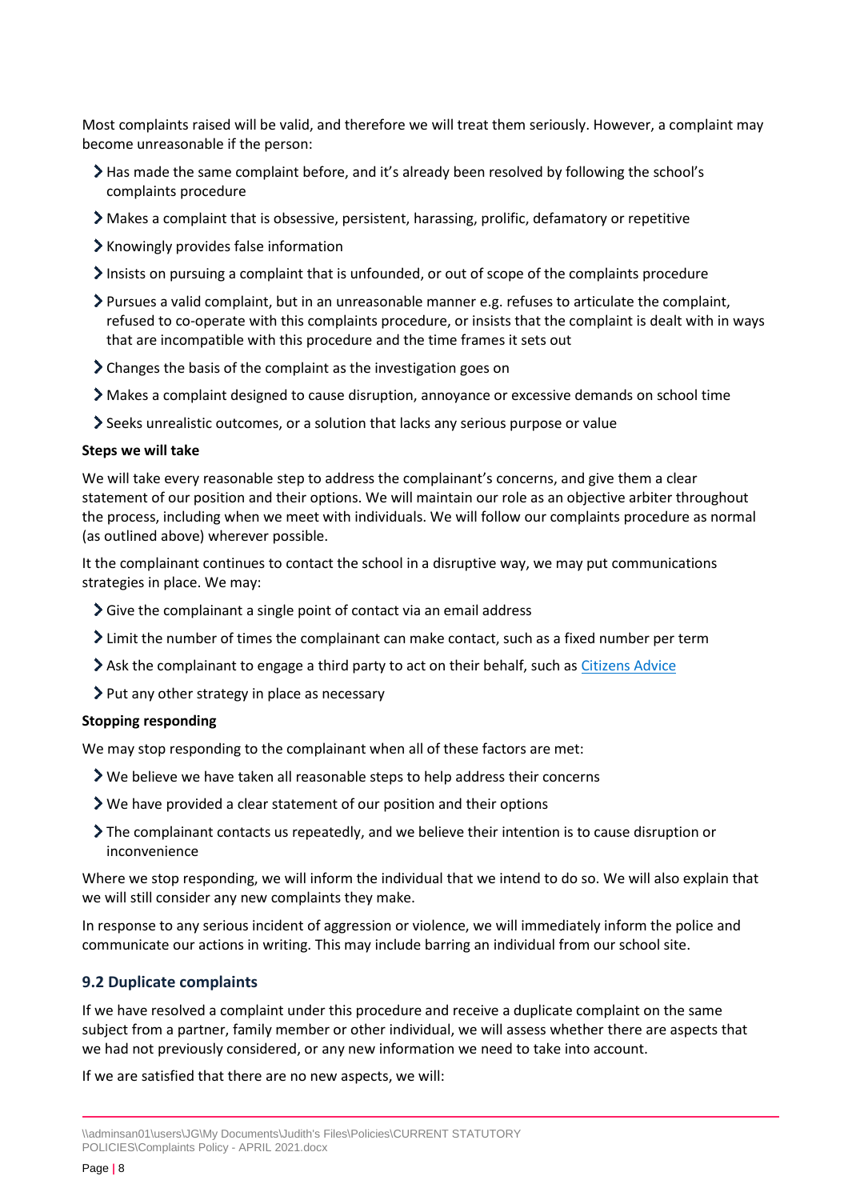Most complaints raised will be valid, and therefore we will treat them seriously. However, a complaint may become unreasonable if the person:

- Has made the same complaint before, and it's already been resolved by following the school's complaints procedure
- Makes a complaint that is obsessive, persistent, harassing, prolific, defamatory or repetitive
- Knowingly provides false information
- Insists on pursuing a complaint that is unfounded, or out of scope of the complaints procedure
- Pursues a valid complaint, but in an unreasonable manner e.g. refuses to articulate the complaint, refused to co-operate with this complaints procedure, or insists that the complaint is dealt with in ways that are incompatible with this procedure and the time frames it sets out
- Changes the basis of the complaint as the investigation goes on
- Makes a complaint designed to cause disruption, annoyance or excessive demands on school time
- Seeks unrealistic outcomes, or a solution that lacks any serious purpose or value

**Steps we will take**

We will take every reasonable step to address the complainant's concerns, and give them a clear statement of our position and their options. We will maintain our role as an objective arbiter throughout the process, including when we meet with individuals. We will follow our complaints procedure as normal (as outlined above) wherever possible.

It the complainant continues to contact the school in a disruptive way, we may put communications strategies in place. We may:

- Give the complainant a single point of contact via an email address
- Limit the number of times the complainant can make contact, such as a fixed number per term
- Ask the complainant to engage a third party to act on their behalf, such as [Citizens Advice]
- Put any other strategy in place as necessary

**Stopping responding**

We may stop responding to the complainant when all of these factors are met:

- We believe we have taken all reasonable steps to help address their concerns
- We have provided a clear statement of our position and their options
- The complainant contacts us repeatedly, and we believe their intention is to cause disruption or inconvenience

Where we stop responding, we will inform the individual that we intend to do so. We will also explain that we will still consider any new complaints they make.

In response to any serious incident of aggression or violence, we will immediately inform the police and communicate our actions in writing. This may include barring an individual from our school site.

### 9.2 Duplicate complaints

If we have resolved a complaint under this procedure and receive a duplicate complaint on the same subject from a partner, family member or other individual, we will assess whether there are aspects that we had not previously considered, or any new information we need to take into account.

If we are satisfied that there are no new aspects, we will: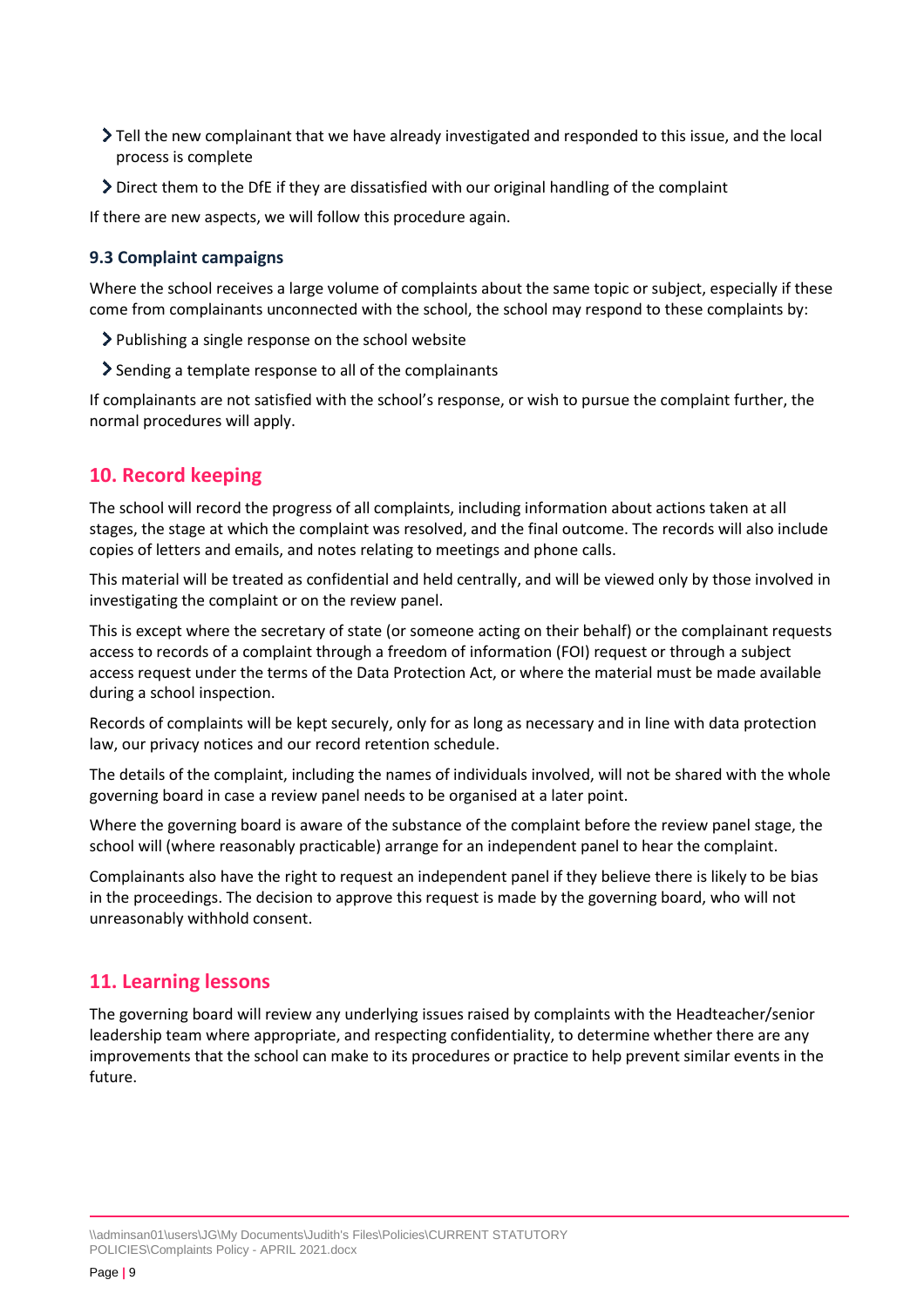- Tell the new complainant that we have already investigated and responded to this issue, and the local process is complete
- Direct them to the DfE if they are dissatisfied with our original handling of the complaint

If there are new aspects, we will follow this procedure again.

### 9.3 Complaint campaigns

Where the school receives a large volume of complaints about the same topic or subject, especially if these come from complainants unconnected with the school, the school may respond to these complaints by:

- Publishing a single response on the school website
- Sending a template response to all of the complainants

If complainants are not satisfied with the school's response, or wish to pursue the complaint further, the normal procedures will apply.

## 10. Record keeping

The school will record the progress of all complaints, including information about actions taken at all stages, the stage at which the complaint was resolved, and the final outcome. The records will also include copies of letters and emails, and notes relating to meetings and phone calls.

This material will be treated as confidential and held centrally, and will be viewed only by those involved in investigating the complaint or on the review panel.

This is except where the secretary of state (or someone acting on their behalf) or the complainant requests access to records of a complaint through a freedom of information (FOI) request or through a subject access request under the terms of the Data Protection Act, or where the material must be made available during a school inspection.

Records of complaints will be kept securely, only for as long as necessary and in line with data protection law, our privacy notices and our record retention schedule.

The details of the complaint, including the names of individuals involved, will not be shared with the whole governing board in case a review panel needs to be organised at a later point.

Where the governing board is aware of the substance of the complaint before the review panel stage, the school will (where reasonably practicable) arrange for an independent panel to hear the complaint.

Complainants also have the right to request an independent panel if they believe there is likely to be bias in the proceedings. The decision to approve this request is made by the governing board, who will not unreasonably withhold consent.

## 11. Learning lessons

The governing board will review any underlying issues raised by complaints with the Headteacher/senior leadership team where appropriate, and respecting confidentiality, to determine whether there are any improvements that the school can make to its procedures or practice to help prevent similar events in the future.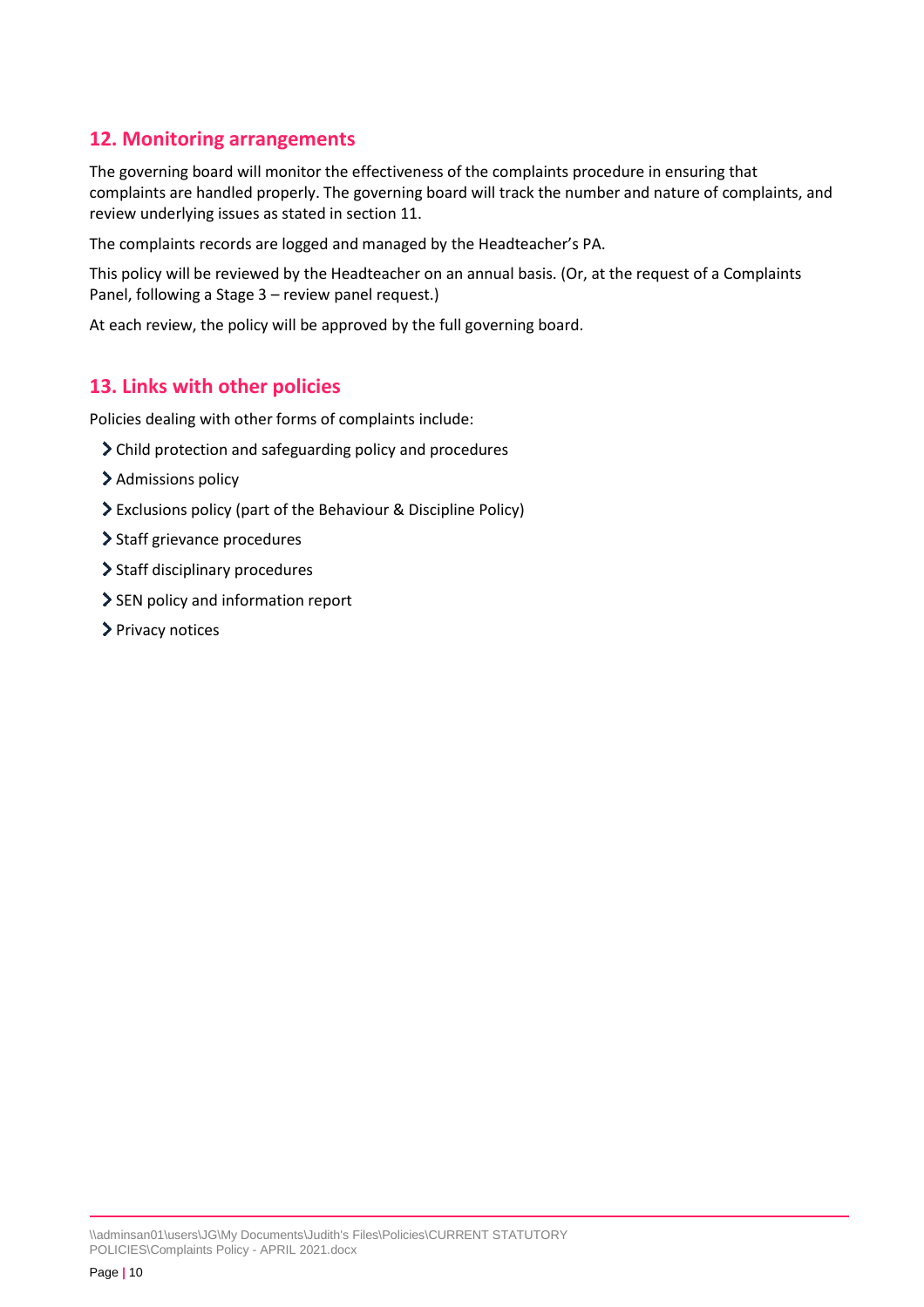## 12. Monitoring arrangements

The governing board will monitor the effectiveness of the complaints procedure in ensuring that complaints are handled properly. The governing board will track the number and nature of complaints, and review underlying issues as stated in section 11.

The complaints records are logged and managed by the Headteacher's PA.

This policy will be reviewed by the Headteacher on an annual basis. (Or, at the request of a Complaints Panel, following a Stage 3 – review panel request.)

At each review, the policy will be approved by the full governing board.

## 13. Links with other policies

Policies dealing with other forms of complaints include:

- Child protection and safeguarding policy and procedures
- Admissions policy
- Exclusions policy (part of the Behaviour & Discipline Policy)
- Staff grievance procedures
- Staff disciplinary procedures
- SEN policy and information report
- Privacy notices